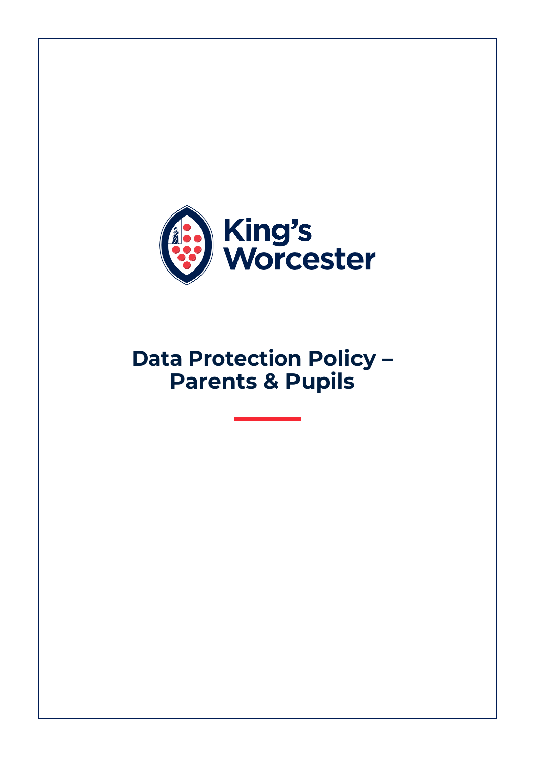King's Worcester

# Data Protection Policy – Parents & Pupils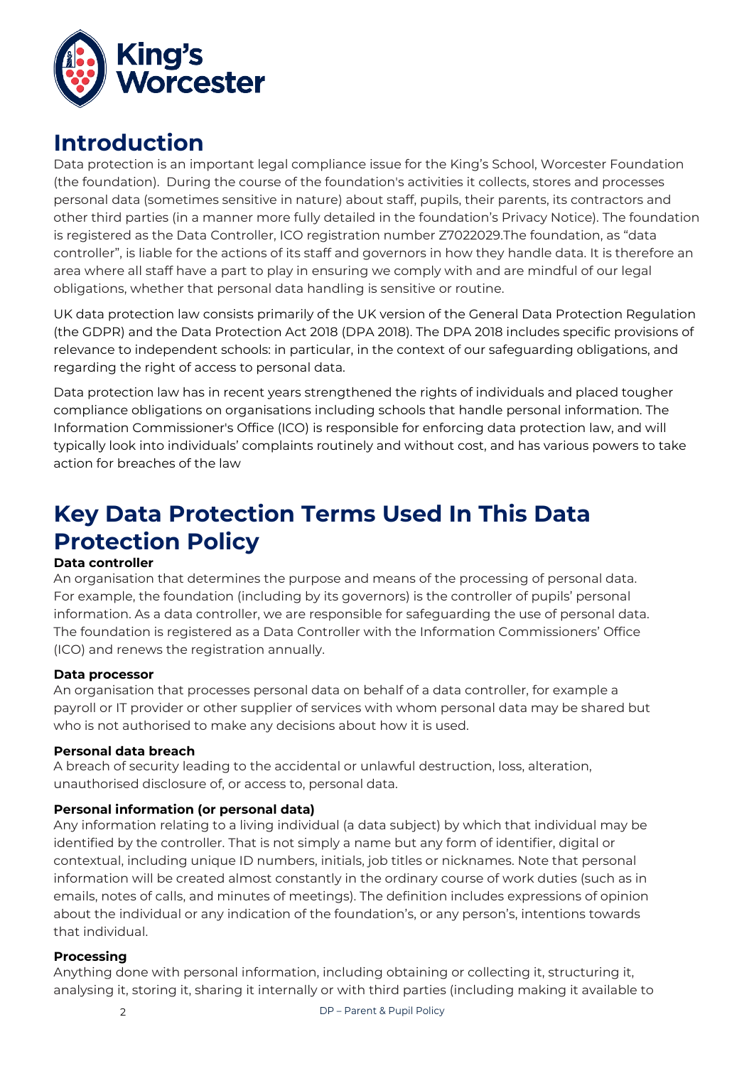# Introduction

Data protection is an important legal compliance issue for the King's School, Worcester Foundation (the foundation). During the course of the foundation's activities it collects, stores and processes personal data (sometimes sensitive in nature) about staff, pupils, their parents, its contractors and other third parties (in a manner more fully detailed in the foundation's Privacy Notice). The foundation is registered as the Data Controller, ICO registration number Z7022029.The foundation, as "data controller", is liable for the actions of its staff and governors in how they handle data. It is therefore an area where all staff have a part to play in ensuring we comply with and are mindful of our legal obligations, whether that personal data handling is sensitive or routine.

UK data protection law consists primarily of the UK version of the General Data Protection Regulation (the GDPR) and the Data Protection Act 2018 (DPA 2018). The DPA 2018 includes specific provisions of relevance to independent schools: in particular, in the context of our safeguarding obligations, and regarding the right of access to personal data.

Data protection law has in recent years strengthened the rights of individuals and placed tougher compliance obligations on organisations including schools that handle personal information. The Information Commissioner's Office (ICO) is responsible for enforcing data protection law, and will typically look into individuals' complaints routinely and without cost, and has various powers to take action for breaches of the law

# Key Data Protection Terms Used In This Data Protection Policy

**Data controller**
An organisation that determines the purpose and means of the processing of personal data. For example, the foundation (including by its governors) is the controller of pupils' personal information. As a data controller, we are responsible for safeguarding the use of personal data. The foundation is registered as a Data Controller with the Information Commissioners' Office (ICO) and renews the registration annually.

**Data processor**
An organisation that processes personal data on behalf of a data controller, for example a payroll or IT provider or other supplier of services with whom personal data may be shared but who is not authorised to make any decisions about how it is used.

**Personal data breach**
A breach of security leading to the accidental or unlawful destruction, loss, alteration, unauthorised disclosure of, or access to, personal data.

**Personal information (or personal data)**
Any information relating to a living individual (a data subject) by which that individual may be identified by the controller. That is not simply a name but any form of identifier, digital or contextual, including unique ID numbers, initials, job titles or nicknames. Note that personal information will be created almost constantly in the ordinary course of work duties (such as in emails, notes of calls, and minutes of meetings). The definition includes expressions of opinion about the individual or any indication of the foundation's, or any person's, intentions towards that individual.

**Processing**
Anything done with personal information, including obtaining or collecting it, structuring it, analysing it, storing it, sharing it internally or with third parties (including making it available to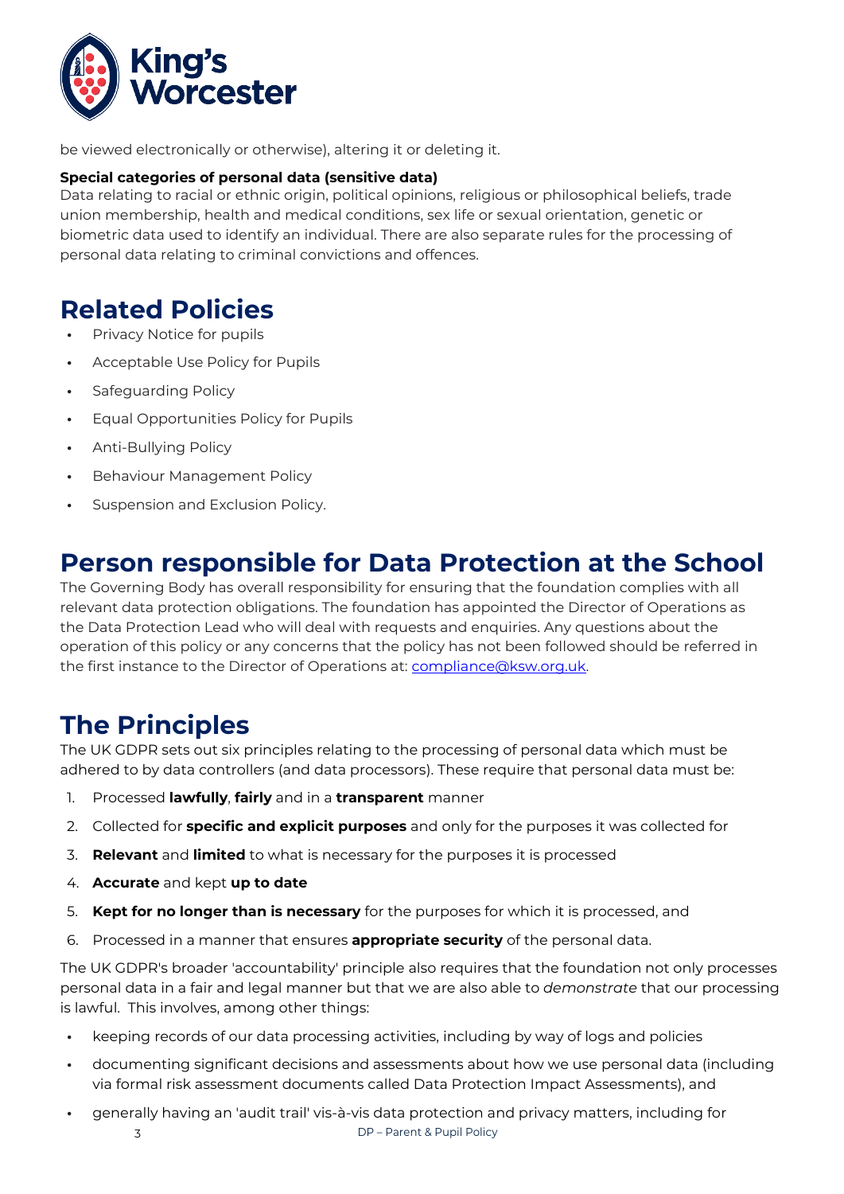be viewed electronically or otherwise), altering it or deleting it.

**Special categories of personal data (sensitive data)**
Data relating to racial or ethnic origin, political opinions, religious or philosophical beliefs, trade union membership, health and medical conditions, sex life or sexual orientation, genetic or biometric data used to identify an individual. There are also separate rules for the processing of personal data relating to criminal convictions and offences.

# Related Policies

- Privacy Notice for pupils
- Acceptable Use Policy for Pupils
- Safeguarding Policy
- Equal Opportunities Policy for Pupils
- Anti-Bullying Policy
- Behaviour Management Policy
- Suspension and Exclusion Policy.

# Person responsible for Data Protection at the School

The Governing Body has overall responsibility for ensuring that the foundation complies with all relevant data protection obligations. The foundation has appointed the Director of Operations as the Data Protection Lead who will deal with requests and enquiries. Any questions about the operation of this policy or any concerns that the policy has not been followed should be referred in the first instance to the Director of Operations at: compliance@ksw.org.uk.

# The Principles

The UK GDPR sets out six principles relating to the processing of personal data which must be adhered to by data controllers (and data processors). These require that personal data must be:

1. Processed **lawfully**, **fairly** and in a **transparent** manner
2. Collected for **specific and explicit purposes** and only for the purposes it was collected for
3. **Relevant** and **limited** to what is necessary for the purposes it is processed
4. **Accurate** and kept **up to date**
5. **Kept for no longer than is necessary** for the purposes for which it is processed, and
6. Processed in a manner that ensures **appropriate security** of the personal data.

The UK GDPR's broader 'accountability' principle also requires that the foundation not only processes personal data in a fair and legal manner but that we are also able to *demonstrate* that our processing is lawful. This involves, among other things:

- keeping records of our data processing activities, including by way of logs and policies
- documenting significant decisions and assessments about how we use personal data (including via formal risk assessment documents called Data Protection Impact Assessments), and
- generally having an 'audit trail' vis-à-vis data protection and privacy matters, including for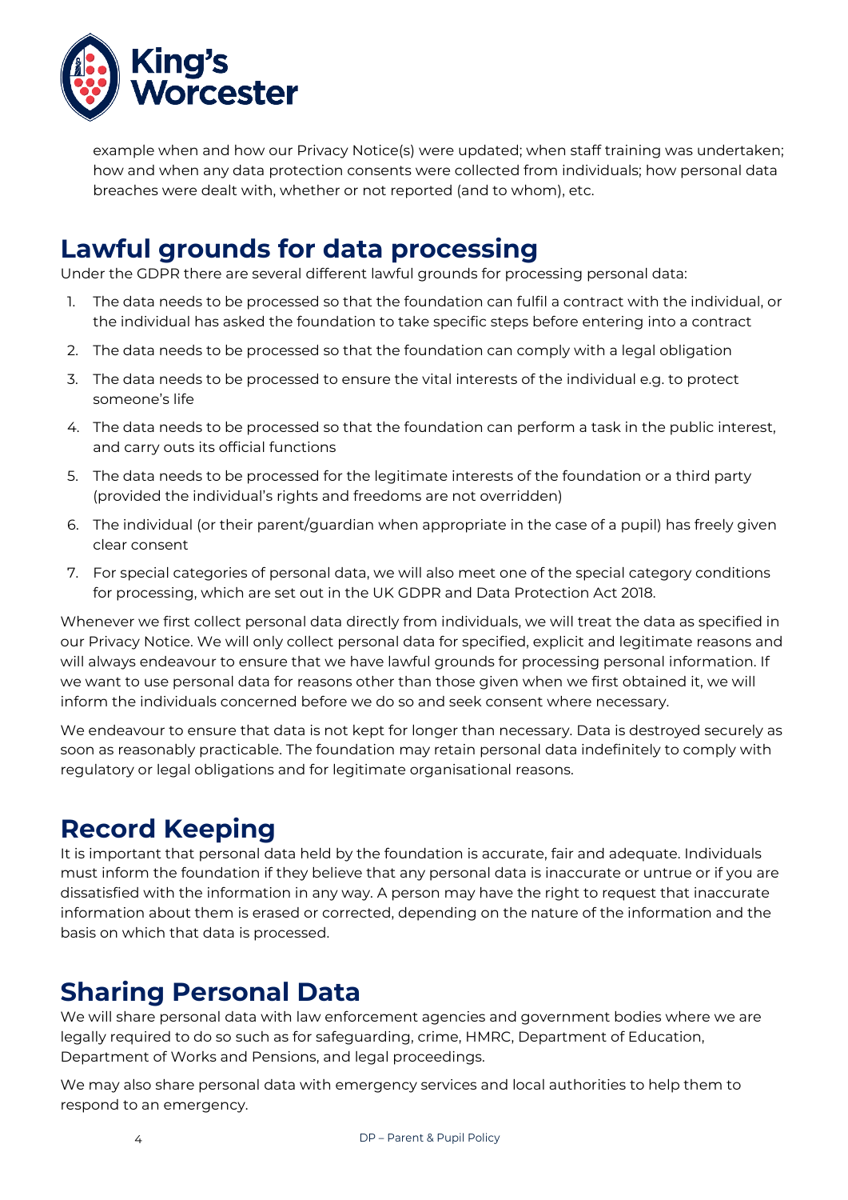example when and how our Privacy Notice(s) were updated; when staff training was undertaken; how and when any data protection consents were collected from individuals; how personal data breaches were dealt with, whether or not reported (and to whom), etc.

## Lawful grounds for data processing

Under the GDPR there are several different lawful grounds for processing personal data:

1. The data needs to be processed so that the foundation can fulfil a contract with the individual, or the individual has asked the foundation to take specific steps before entering into a contract
2. The data needs to be processed so that the foundation can comply with a legal obligation
3. The data needs to be processed to ensure the vital interests of the individual e.g. to protect someone's life
4. The data needs to be processed so that the foundation can perform a task in the public interest, and carry outs its official functions
5. The data needs to be processed for the legitimate interests of the foundation or a third party (provided the individual's rights and freedoms are not overridden)
6. The individual (or their parent/guardian when appropriate in the case of a pupil) has freely given clear consent
7. For special categories of personal data, we will also meet one of the special category conditions for processing, which are set out in the UK GDPR and Data Protection Act 2018.

Whenever we first collect personal data directly from individuals, we will treat the data as specified in our Privacy Notice. We will only collect personal data for specified, explicit and legitimate reasons and will always endeavour to ensure that we have lawful grounds for processing personal information. If we want to use personal data for reasons other than those given when we first obtained it, we will inform the individuals concerned before we do so and seek consent where necessary.

We endeavour to ensure that data is not kept for longer than necessary. Data is destroyed securely as soon as reasonably practicable. The foundation may retain personal data indefinitely to comply with regulatory or legal obligations and for legitimate organisational reasons.

## Record Keeping

It is important that personal data held by the foundation is accurate, fair and adequate. Individuals must inform the foundation if they believe that any personal data is inaccurate or untrue or if you are dissatisfied with the information in any way. A person may have the right to request that inaccurate information about them is erased or corrected, depending on the nature of the information and the basis on which that data is processed.

## Sharing Personal Data

We will share personal data with law enforcement agencies and government bodies where we are legally required to do so such as for safeguarding, crime, HMRC, Department of Education, Department of Works and Pensions, and legal proceedings.

We may also share personal data with emergency services and local authorities to help them to respond to an emergency.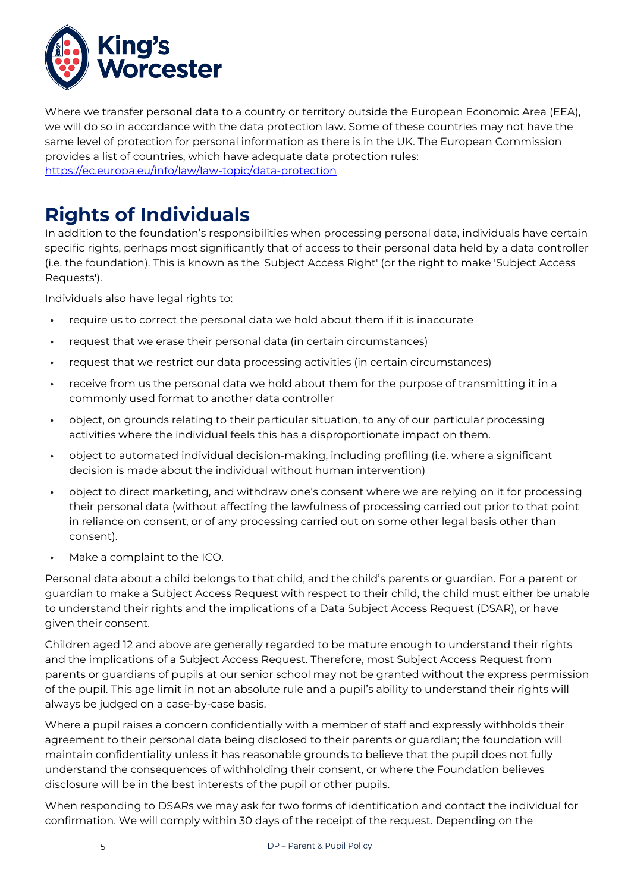Where we transfer personal data to a country or territory outside the European Economic Area (EEA), we will do so in accordance with the data protection law. Some of these countries may not have the same level of protection for personal information as there is in the UK. The European Commission provides a list of countries, which have adequate data protection rules: [https://ec.europa.eu/info/law/law-topic/data-protection](https://ec.europa.eu/info/law/law-topic/data-protection)

## Rights of Individuals

In addition to the foundation's responsibilities when processing personal data, individuals have certain specific rights, perhaps most significantly that of access to their personal data held by a data controller (i.e. the foundation). This is known as the 'Subject Access Right' (or the right to make 'Subject Access Requests').

Individuals also have legal rights to:

- require us to correct the personal data we hold about them if it is inaccurate
- request that we erase their personal data (in certain circumstances)
- request that we restrict our data processing activities (in certain circumstances)
- receive from us the personal data we hold about them for the purpose of transmitting it in a commonly used format to another data controller
- object, on grounds relating to their particular situation, to any of our particular processing activities where the individual feels this has a disproportionate impact on them.
- object to automated individual decision-making, including profiling (i.e. where a significant decision is made about the individual without human intervention)
- object to direct marketing, and withdraw one's consent where we are relying on it for processing their personal data (without affecting the lawfulness of processing carried out prior to that point in reliance on consent, or of any processing carried out on some other legal basis other than consent).
- Make a complaint to the ICO.

Personal data about a child belongs to that child, and the child's parents or guardian. For a parent or guardian to make a Subject Access Request with respect to their child, the child must either be unable to understand their rights and the implications of a Data Subject Access Request (DSAR), or have given their consent.

Children aged 12 and above are generally regarded to be mature enough to understand their rights and the implications of a Subject Access Request. Therefore, most Subject Access Request from parents or guardians of pupils at our senior school may not be granted without the express permission of the pupil. This age limit in not an absolute rule and a pupil's ability to understand their rights will always be judged on a case-by-case basis.

Where a pupil raises a concern confidentially with a member of staff and expressly withholds their agreement to their personal data being disclosed to their parents or guardian; the foundation will maintain confidentiality unless it has reasonable grounds to believe that the pupil does not fully understand the consequences of withholding their consent, or where the Foundation believes disclosure will be in the best interests of the pupil or other pupils.

When responding to DSARs we may ask for two forms of identification and contact the individual for confirmation. We will comply within 30 days of the receipt of the request. Depending on the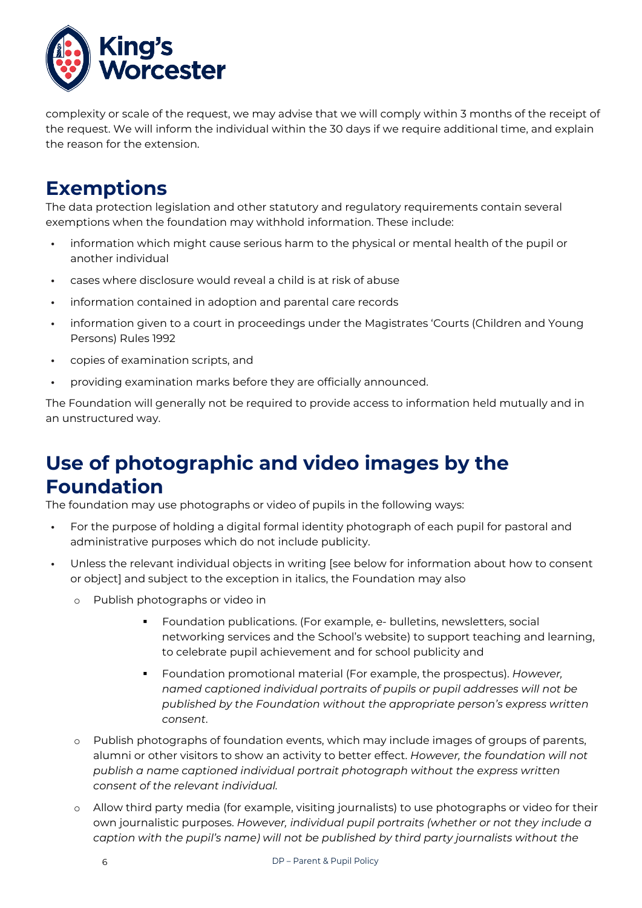complexity or scale of the request, we may advise that we will comply within 3 months of the receipt of the request. We will inform the individual within the 30 days if we require additional time, and explain the reason for the extension.

## Exemptions

The data protection legislation and other statutory and regulatory requirements contain several exemptions when the foundation may withhold information. These include:

- information which might cause serious harm to the physical or mental health of the pupil or another individual
- cases where disclosure would reveal a child is at risk of abuse
- information contained in adoption and parental care records
- information given to a court in proceedings under the Magistrates 'Courts (Children and Young Persons) Rules 1992
- copies of examination scripts, and
- providing examination marks before they are officially announced.

The Foundation will generally not be required to provide access to information held mutually and in an unstructured way.

## Use of photographic and video images by the Foundation

The foundation may use photographs or video of pupils in the following ways:

- For the purpose of holding a digital formal identity photograph of each pupil for pastoral and administrative purposes which do not include publicity.
- Unless the relevant individual objects in writing [see below for information about how to consent or object] and subject to the exception in italics, the Foundation may also
  - Publish photographs or video in
    - Foundation publications. (For example, e- bulletins, newsletters, social networking services and the School's website) to support teaching and learning, to celebrate pupil achievement and for school publicity and
    - Foundation promotional material (For example, the prospectus). *However, named captioned individual portraits of pupils or pupil addresses will not be published by the Foundation without the appropriate person's express written consent*.
  - Publish photographs of foundation events, which may include images of groups of parents, alumni or other visitors to show an activity to better effect. *However, the foundation will not publish a name captioned individual portrait photograph without the express written consent of the relevant individual.*
  - Allow third party media (for example, visiting journalists) to use photographs or video for their own journalistic purposes. *However, individual pupil portraits (whether or not they include a caption with the pupil's name) will not be published by third party journalists without the*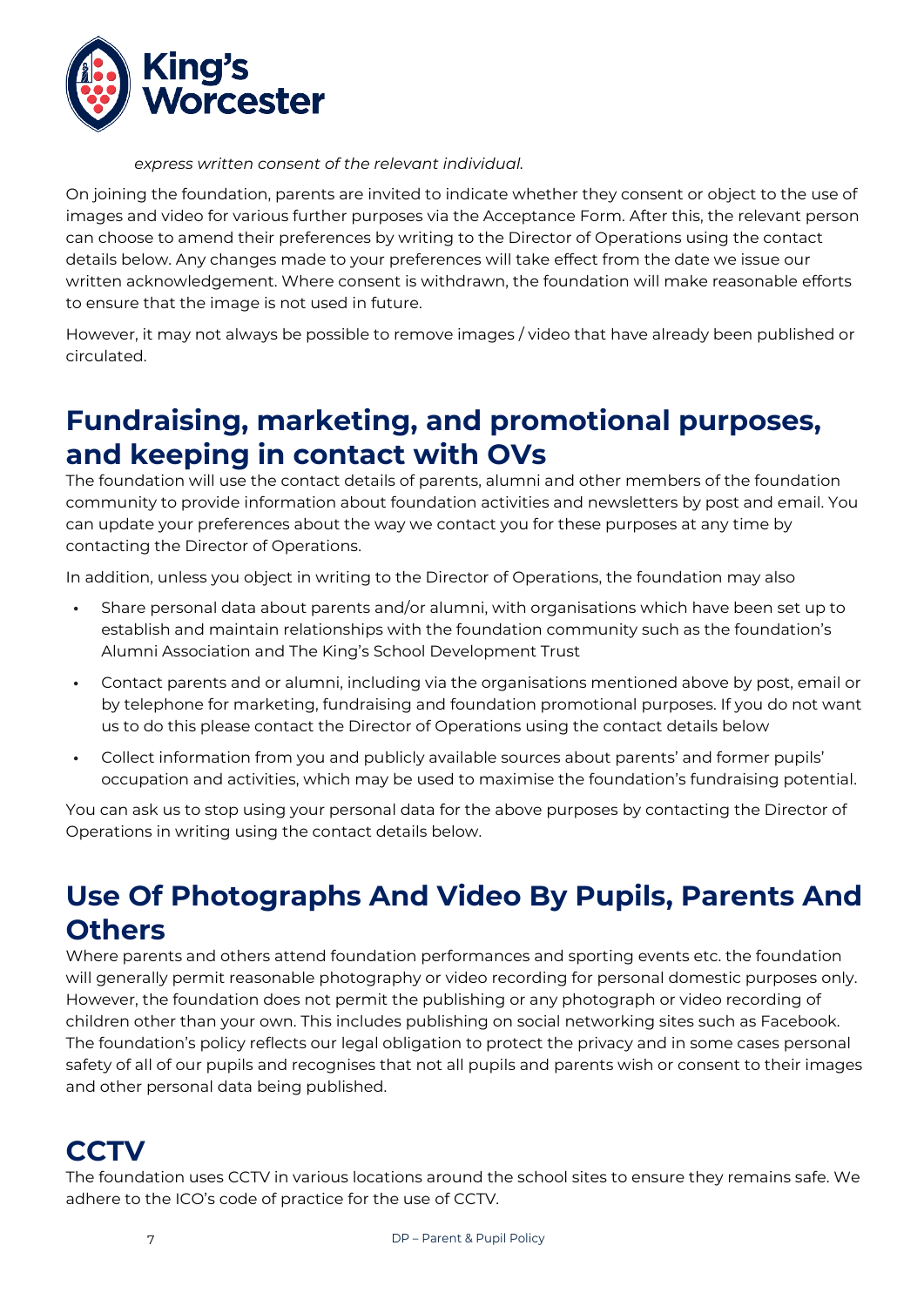*express written consent of the relevant individual.*

On joining the foundation, parents are invited to indicate whether they consent or object to the use of images and video for various further purposes via the Acceptance Form. After this, the relevant person can choose to amend their preferences by writing to the Director of Operations using the contact details below. Any changes made to your preferences will take effect from the date we issue our written acknowledgement. Where consent is withdrawn, the foundation will make reasonable efforts to ensure that the image is not used in future.

However, it may not always be possible to remove images / video that have already been published or circulated.

## Fundraising, marketing, and promotional purposes, and keeping in contact with OVs

The foundation will use the contact details of parents, alumni and other members of the foundation community to provide information about foundation activities and newsletters by post and email. You can update your preferences about the way we contact you for these purposes at any time by contacting the Director of Operations.

In addition, unless you object in writing to the Director of Operations, the foundation may also

- Share personal data about parents and/or alumni, with organisations which have been set up to establish and maintain relationships with the foundation community such as the foundation's Alumni Association and The King's School Development Trust
- Contact parents and or alumni, including via the organisations mentioned above by post, email or by telephone for marketing, fundraising and foundation promotional purposes. If you do not want us to do this please contact the Director of Operations using the contact details below
- Collect information from you and publicly available sources about parents' and former pupils' occupation and activities, which may be used to maximise the foundation's fundraising potential.

You can ask us to stop using your personal data for the above purposes by contacting the Director of Operations in writing using the contact details below.

## Use Of Photographs And Video By Pupils, Parents And Others

Where parents and others attend foundation performances and sporting events etc. the foundation will generally permit reasonable photography or video recording for personal domestic purposes only. However, the foundation does not permit the publishing or any photograph or video recording of children other than your own. This includes publishing on social networking sites such as Facebook. The foundation's policy reflects our legal obligation to protect the privacy and in some cases personal safety of all of our pupils and recognises that not all pupils and parents wish or consent to their images and other personal data being published.

## CCTV

The foundation uses CCTV in various locations around the school sites to ensure they remains safe. We adhere to the ICO's code of practice for the use of CCTV.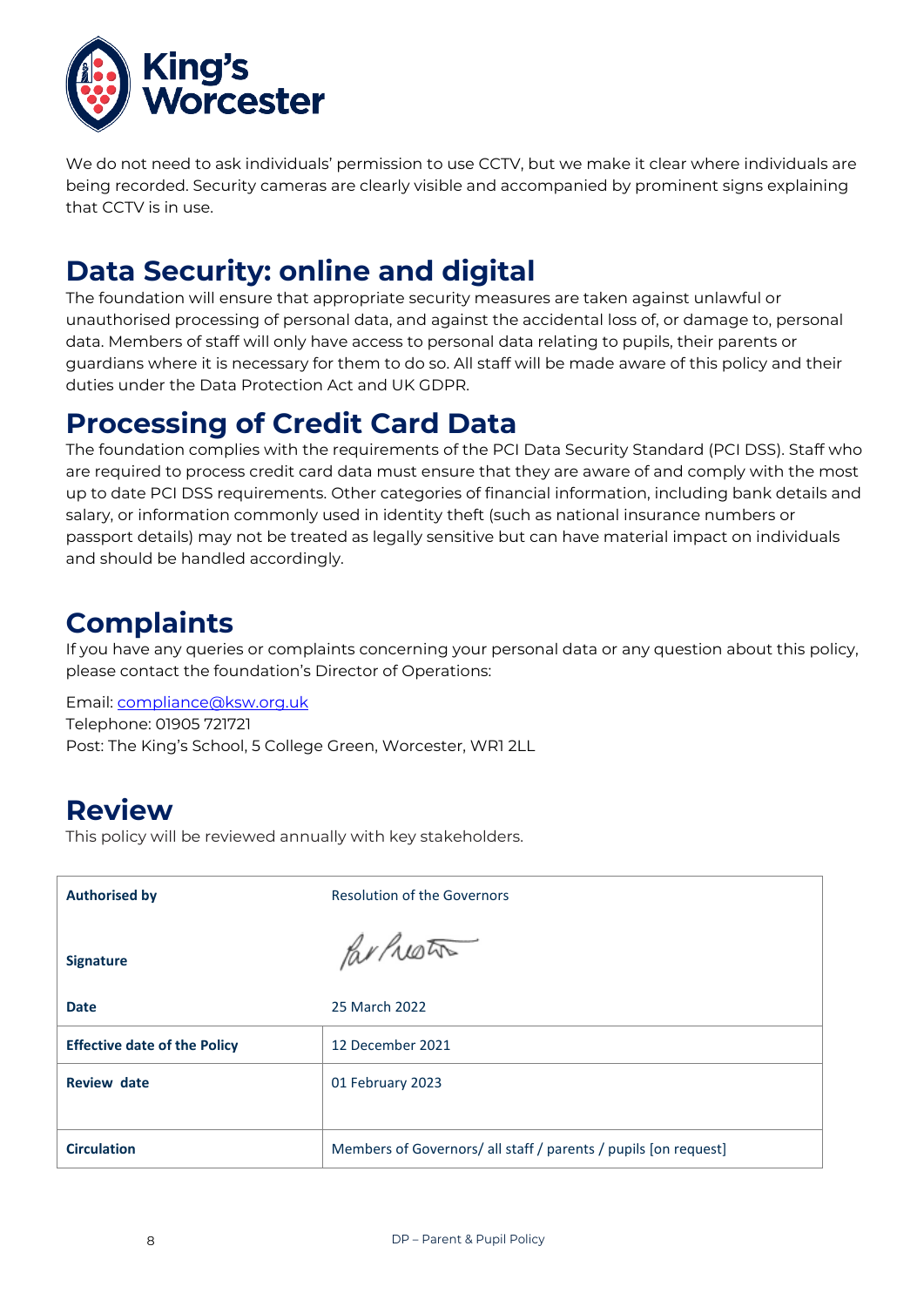We do not need to ask individuals' permission to use CCTV, but we make it clear where individuals are being recorded. Security cameras are clearly visible and accompanied by prominent signs explaining that CCTV is in use.

# Data Security: online and digital

The foundation will ensure that appropriate security measures are taken against unlawful or unauthorised processing of personal data, and against the accidental loss of, or damage to, personal data. Members of staff will only have access to personal data relating to pupils, their parents or guardians where it is necessary for them to do so. All staff will be made aware of this policy and their duties under the Data Protection Act and UK GDPR.

# Processing of Credit Card Data

The foundation complies with the requirements of the PCI Data Security Standard (PCI DSS). Staff who are required to process credit card data must ensure that they are aware of and comply with the most up to date PCI DSS requirements. Other categories of financial information, including bank details and salary, or information commonly used in identity theft (such as national insurance numbers or passport details) may not be treated as legally sensitive but can have material impact on individuals and should be handled accordingly.

# Complaints

If you have any queries or complaints concerning your personal data or any question about this policy, please contact the foundation's Director of Operations:

Email: compliance@ksw.org.uk
Telephone: 01905 721721
Post: The King's School, 5 College Green, Worcester, WR1 2LL

# Review

This policy will be reviewed annually with key stakeholders.

| | |
|---|---|
| **Authorised by** | Resolution of the Governors |
| **Signature** | |
| **Date** | 25 March 2022 |
| **Effective date of the Policy** | 12 December 2021 |
| **Review date** | 01 February 2023 |
| **Circulation** | Members of Governors/ all staff / parents / pupils [on request] |